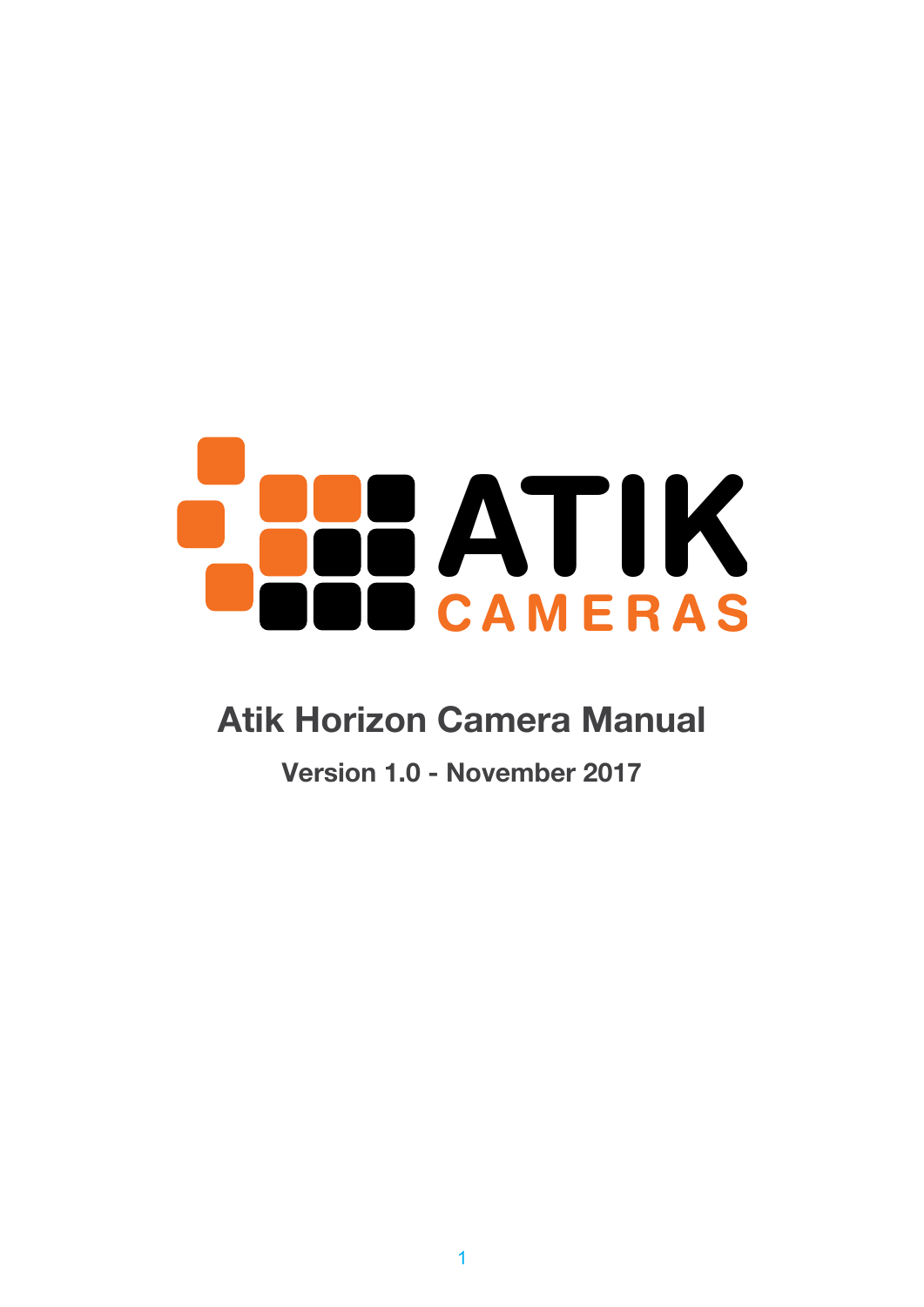ATIK CAMERAS

# Atik Horizon Camera Manual

**Version 1.0 - November 2017**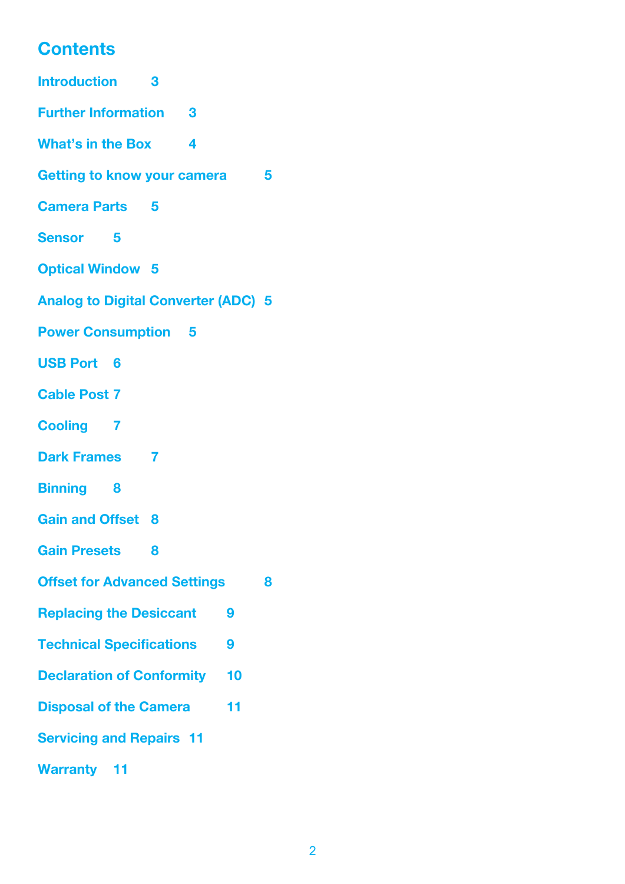# Contents

Introduction 3

Further Information 3

What's in the Box 4

Getting to know your camera 5

Camera Parts 5

Sensor 5

Optical Window 5

Analog to Digital Converter (ADC) 5

Power Consumption 5

USB Port 6

Cable Post 7

Cooling 7

Dark Frames 7

Binning 8

Gain and Offset 8

Gain Presets 8

Offset for Advanced Settings 8

Replacing the Desiccant 9

Technical Specifications 9

Declaration of Conformity 10

Disposal of the Camera 11

Servicing and Repairs 11

Warranty 11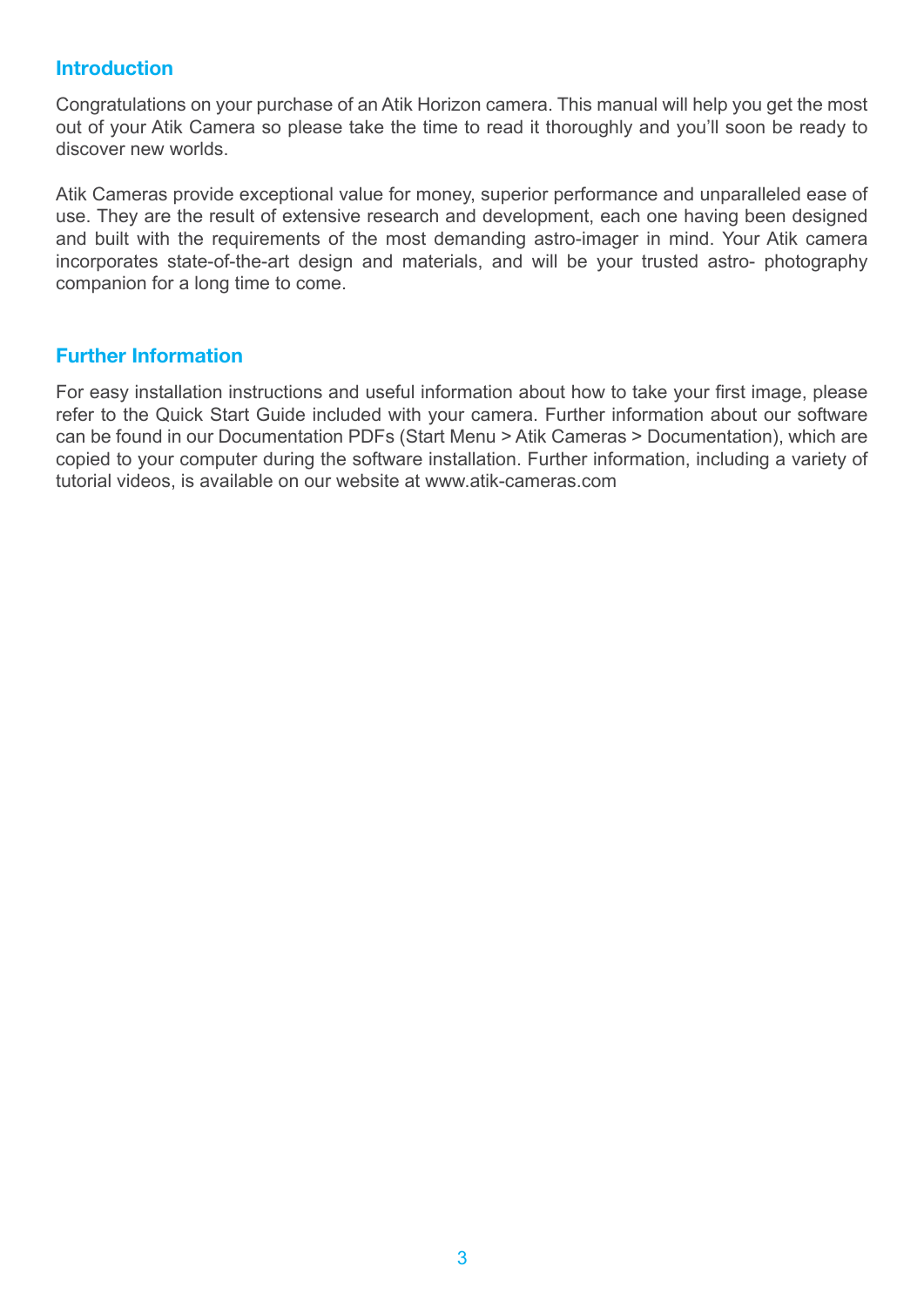## Introduction

Congratulations on your purchase of an Atik Horizon camera. This manual will help you get the most out of your Atik Camera so please take the time to read it thoroughly and you'll soon be ready to discover new worlds.

Atik Cameras provide exceptional value for money, superior performance and unparalleled ease of use. They are the result of extensive research and development, each one having been designed and built with the requirements of the most demanding astro-imager in mind. Your Atik camera incorporates state-of-the-art design and materials, and will be your trusted astro- photography companion for a long time to come.

## Further Information

For easy installation instructions and useful information about how to take your first image, please refer to the Quick Start Guide included with your camera. Further information about our software can be found in our Documentation PDFs (Start Menu > Atik Cameras > Documentation), which are copied to your computer during the software installation. Further information, including a variety of tutorial videos, is available on our website at www.atik-cameras.com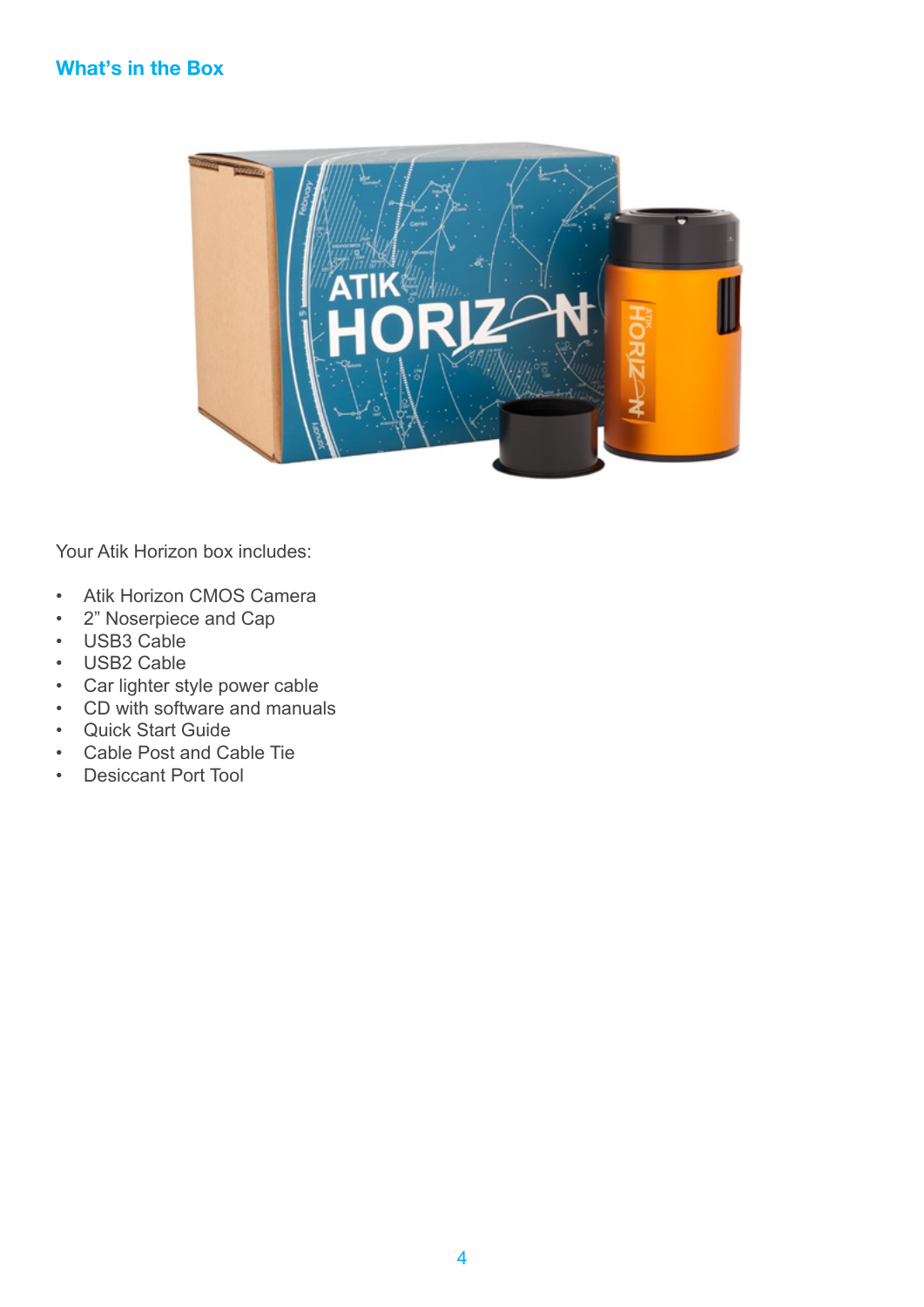## What's in the Box

Your Atik Horizon box includes:

- Atik Horizon CMOS Camera
- 2" Noserpiece and Cap
- USB3 Cable
- USB2 Cable
- Car lighter style power cable
- CD with software and manuals
- Quick Start Guide
- Cable Post and Cable Tie
- Desiccant Port Tool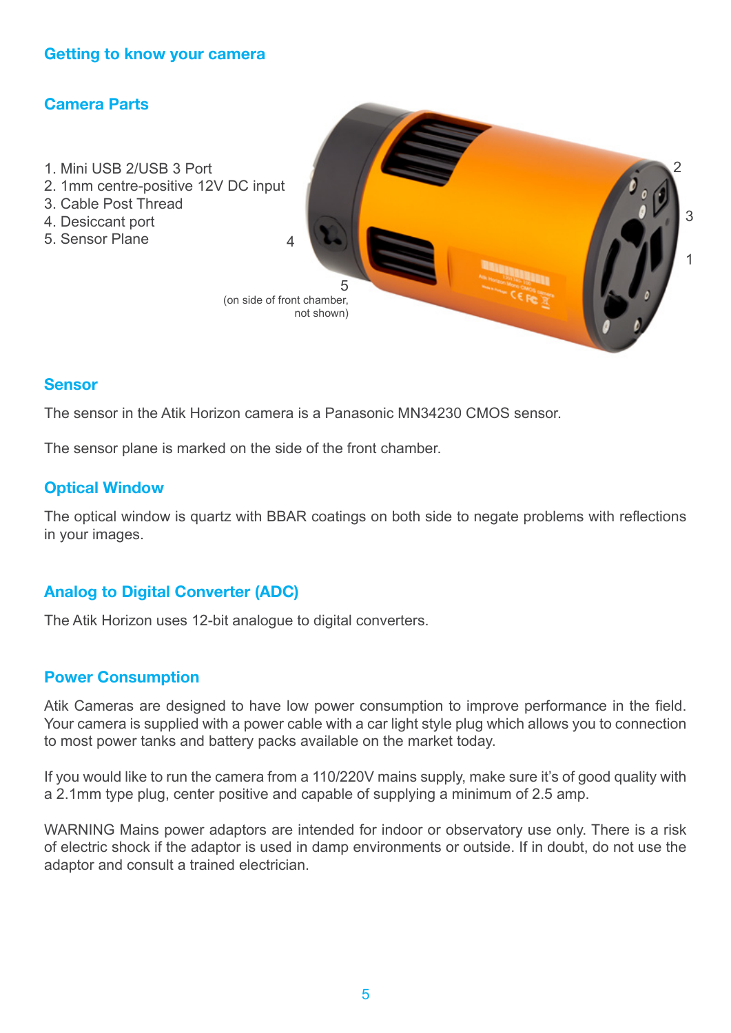## Getting to know your camera

### Camera Parts

1. Mini USB 2/USB 3 Port
2. 1mm centre-positive 12V DC input
3. Cable Post Thread
4. Desiccant port
5. Sensor Plane

5 (on side of front chamber, not shown)

### Sensor

The sensor in the Atik Horizon camera is a Panasonic MN34230 CMOS sensor.

The sensor plane is marked on the side of the front chamber.

### Optical Window

The optical window is quartz with BBAR coatings on both side to negate problems with reflections in your images.

### Analog to Digital Converter (ADC)

The Atik Horizon uses 12-bit analogue to digital converters.

### Power Consumption

Atik Cameras are designed to have low power consumption to improve performance in the field. Your camera is supplied with a power cable with a car light style plug which allows you to connection to most power tanks and battery packs available on the market today.

If you would like to run the camera from a 110/220V mains supply, make sure it's of good quality with a 2.1mm type plug, center positive and capable of supplying a minimum of 2.5 amp.

WARNING Mains power adaptors are intended for indoor or observatory use only. There is a risk of electric shock if the adaptor is used in damp environments or outside. If in doubt, do not use the adaptor and consult a trained electrician.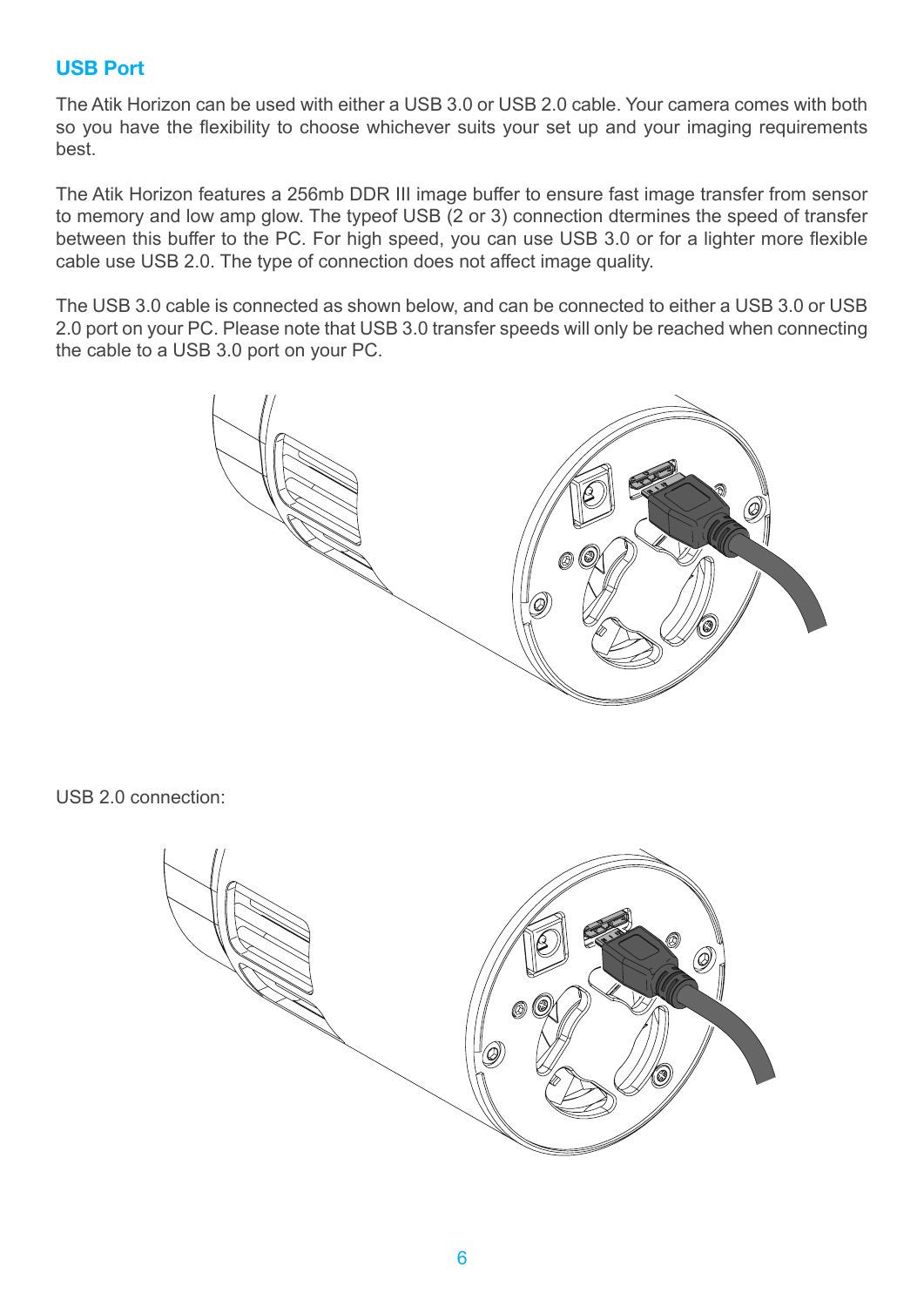## USB Port

The Atik Horizon can be used with either a USB 3.0 or USB 2.0 cable. Your camera comes with both so you have the flexibility to choose whichever suits your set up and your imaging requirements best.

The Atik Horizon features a 256mb DDR III image buffer to ensure fast image transfer from sensor to memory and low amp glow. The typeof USB (2 or 3) connection dtermines the speed of transfer between this buffer to the PC. For high speed, you can use USB 3.0 or for a lighter more flexible cable use USB 2.0. The type of connection does not affect image quality.

The USB 3.0 cable is connected as shown below, and can be connected to either a USB 3.0 or USB 2.0 port on your PC. Please note that USB 3.0 transfer speeds will only be reached when connecting the cable to a USB 3.0 port on your PC.

USB 2.0 connection: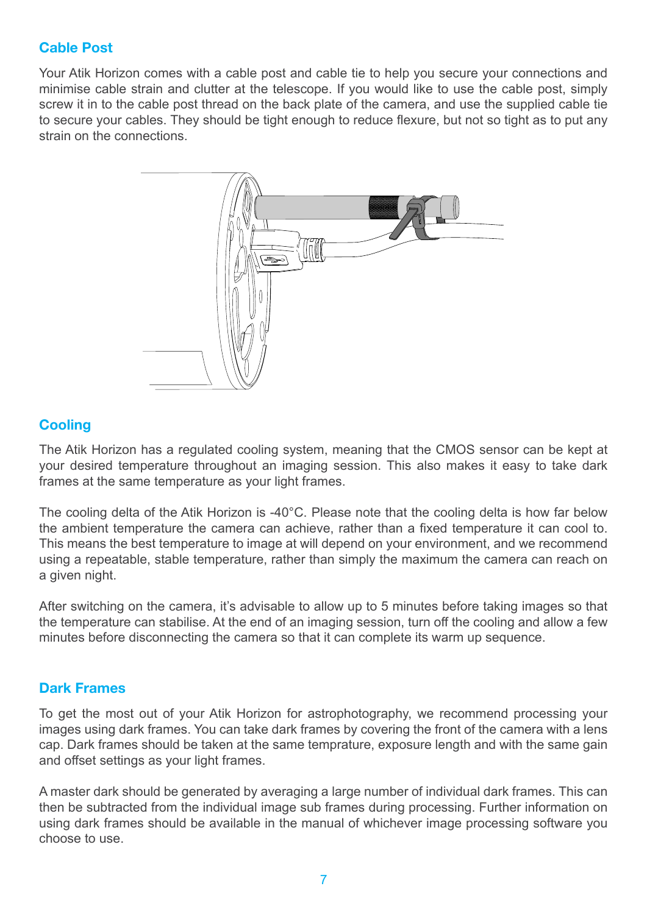## Cable Post

Your Atik Horizon comes with a cable post and cable tie to help you secure your connections and minimise cable strain and clutter at the telescope. If you would like to use the cable post, simply screw it in to the cable post thread on the back plate of the camera, and use the supplied cable tie to secure your cables. They should be tight enough to reduce flexure, but not so tight as to put any strain on the connections.

## Cooling

The Atik Horizon has a regulated cooling system, meaning that the CMOS sensor can be kept at your desired temperature throughout an imaging session. This also makes it easy to take dark frames at the same temperature as your light frames.

The cooling delta of the Atik Horizon is -40°C. Please note that the cooling delta is how far below the ambient temperature the camera can achieve, rather than a fixed temperature it can cool to. This means the best temperature to image at will depend on your environment, and we recommend using a repeatable, stable temperature, rather than simply the maximum the camera can reach on a given night.

After switching on the camera, it's advisable to allow up to 5 minutes before taking images so that the temperature can stabilise. At the end of an imaging session, turn off the cooling and allow a few minutes before disconnecting the camera so that it can complete its warm up sequence.

## Dark Frames

To get the most out of your Atik Horizon for astrophotography, we recommend processing your images using dark frames. You can take dark frames by covering the front of the camera with a lens cap. Dark frames should be taken at the same temprature, exposure length and with the same gain and offset settings as your light frames.

A master dark should be generated by averaging a large number of individual dark frames. This can then be subtracted from the individual image sub frames during processing. Further information on using dark frames should be available in the manual of whichever image processing software you choose to use.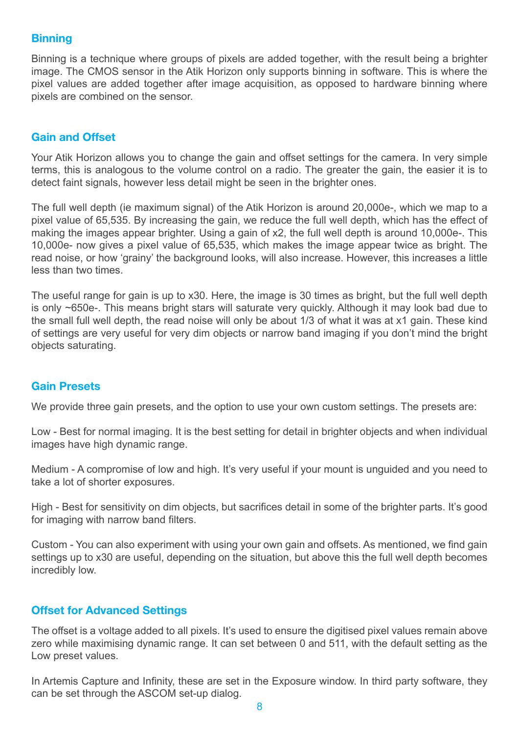## Binning

Binning is a technique where groups of pixels are added together, with the result being a brighter image. The CMOS sensor in the Atik Horizon only supports binning in software. This is where the pixel values are added together after image acquisition, as opposed to hardware binning where pixels are combined on the sensor.

## Gain and Offset

Your Atik Horizon allows you to change the gain and offset settings for the camera. In very simple terms, this is analogous to the volume control on a radio. The greater the gain, the easier it is to detect faint signals, however less detail might be seen in the brighter ones.

The full well depth (ie maximum signal) of the Atik Horizon is around 20,000e-, which we map to a pixel value of 65,535. By increasing the gain, we reduce the full well depth, which has the effect of making the images appear brighter. Using a gain of x2, the full well depth is around 10,000e-. This 10,000e- now gives a pixel value of 65,535, which makes the image appear twice as bright. The read noise, or how 'grainy' the background looks, will also increase. However, this increases a little less than two times.

The useful range for gain is up to x30. Here, the image is 30 times as bright, but the full well depth is only ~650e-. This means bright stars will saturate very quickly. Although it may look bad due to the small full well depth, the read noise will only be about 1/3 of what it was at x1 gain. These kind of settings are very useful for very dim objects or narrow band imaging if you don't mind the bright objects saturating.

## Gain Presets

We provide three gain presets, and the option to use your own custom settings. The presets are:

Low - Best for normal imaging. It is the best setting for detail in brighter objects and when individual images have high dynamic range.

Medium - A compromise of low and high. It's very useful if your mount is unguided and you need to take a lot of shorter exposures.

High - Best for sensitivity on dim objects, but sacrifices detail in some of the brighter parts. It's good for imaging with narrow band filters.

Custom - You can also experiment with using your own gain and offsets. As mentioned, we find gain settings up to x30 are useful, depending on the situation, but above this the full well depth becomes incredibly low.

## Offset for Advanced Settings

The offset is a voltage added to all pixels. It's used to ensure the digitised pixel values remain above zero while maximising dynamic range. It can set between 0 and 511, with the default setting as the Low preset values.

In Artemis Capture and Infinity, these are set in the Exposure window. In third party software, they can be set through the ASCOM set-up dialog.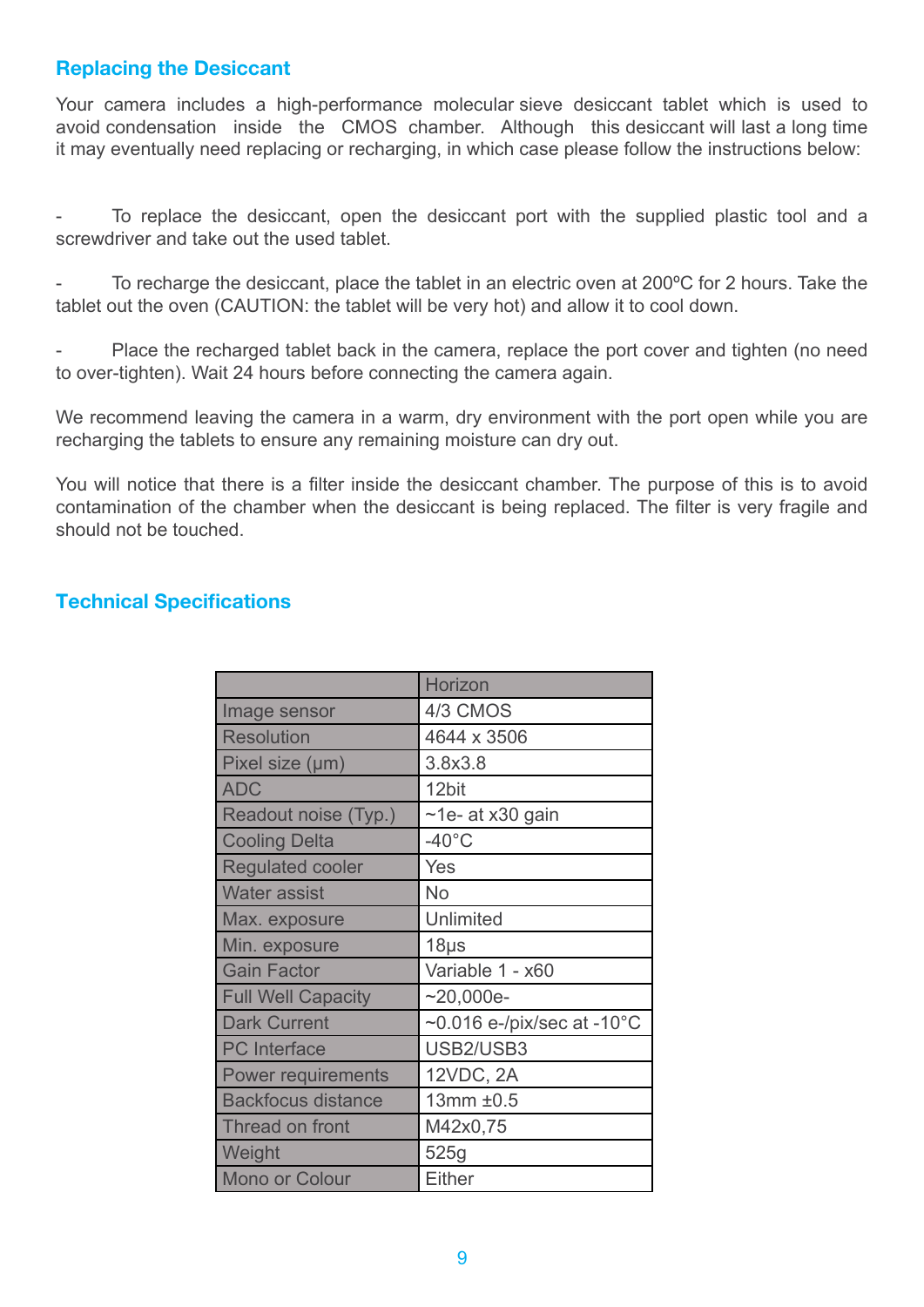## Replacing the Desiccant

Your camera includes a high-performance molecular sieve desiccant tablet which is used to avoid condensation inside the CMOS chamber. Although this desiccant will last a long time it may eventually need replacing or recharging, in which case please follow the instructions below:

- To replace the desiccant, open the desiccant port with the supplied plastic tool and a screwdriver and take out the used tablet.

- To recharge the desiccant, place the tablet in an electric oven at 200ºC for 2 hours. Take the tablet out the oven (CAUTION: the tablet will be very hot) and allow it to cool down.

- Place the recharged tablet back in the camera, replace the port cover and tighten (no need to over-tighten). Wait 24 hours before connecting the camera again.

We recommend leaving the camera in a warm, dry environment with the port open while you are recharging the tablets to ensure any remaining moisture can dry out.

You will notice that there is a filter inside the desiccant chamber. The purpose of this is to avoid contamination of the chamber when the desiccant is being replaced. The filter is very fragile and should not be touched.

## Technical Specifications

| | Horizon |
|---|---|
| Image sensor | 4/3 CMOS |
| Resolution | 4644 x 3506 |
| Pixel size (μm) | 3.8x3.8 |
| ADC | 12bit |
| Readout noise (Typ.) | ~1e- at x30 gain |
| Cooling Delta | -40°C |
| Regulated cooler | Yes |
| Water assist | No |
| Max. exposure | Unlimited |
| Min. exposure | 18μs |
| Gain Factor | Variable 1 - x60 |
| Full Well Capacity | ~20,000e- |
| Dark Current | ~0.016 e-/pix/sec at -10°C |
| PC Interface | USB2/USB3 |
| Power requirements | 12VDC, 2A |
| Backfocus distance | 13mm ±0.5 |
| Thread on front | M42x0,75 |
| Weight | 525g |
| Mono or Colour | Either |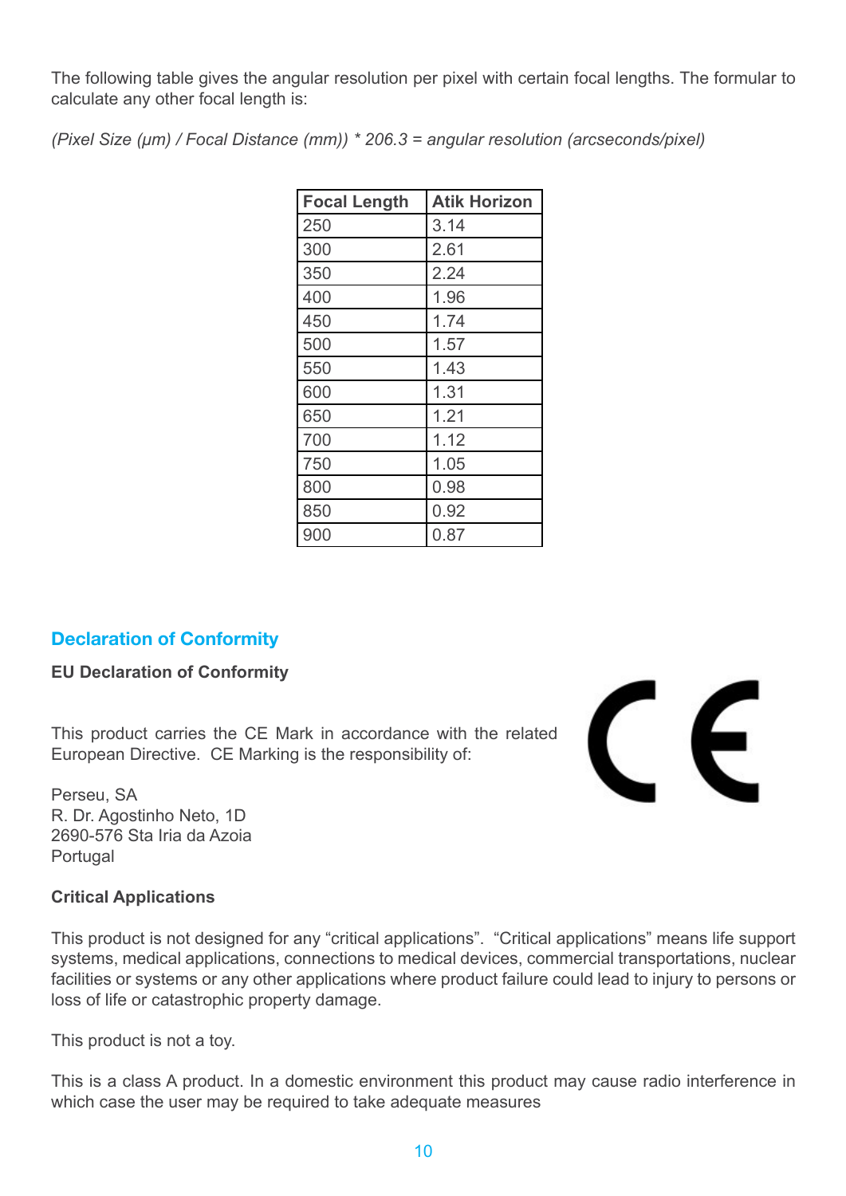The following table gives the angular resolution per pixel with certain focal lengths. The formular to calculate any other focal length is:

*(Pixel Size (μm) / Focal Distance (mm)) * 206.3 = angular resolution (arcseconds/pixel)*

| Focal Length | Atik Horizon |
|---|---|
| 250 | 3.14 |
| 300 | 2.61 |
| 350 | 2.24 |
| 400 | 1.96 |
| 450 | 1.74 |
| 500 | 1.57 |
| 550 | 1.43 |
| 600 | 1.31 |
| 650 | 1.21 |
| 700 | 1.12 |
| 750 | 1.05 |
| 800 | 0.98 |
| 850 | 0.92 |
| 900 | 0.87 |

## Declaration of Conformity

**EU Declaration of Conformity**

This product carries the CE Mark in accordance with the related European Directive. CE Marking is the responsibility of:

Perseu, SA
R. Dr. Agostinho Neto, 1D
2690-576 Sta Iria da Azoia
Portugal

**Critical Applications**

This product is not designed for any “critical applications”. “Critical applications” means life support systems, medical applications, connections to medical devices, commercial transportations, nuclear facilities or systems or any other applications where product failure could lead to injury to persons or loss of life or catastrophic property damage.

This product is not a toy.

This is a class A product. In a domestic environment this product may cause radio interference in which case the user may be required to take adequate measures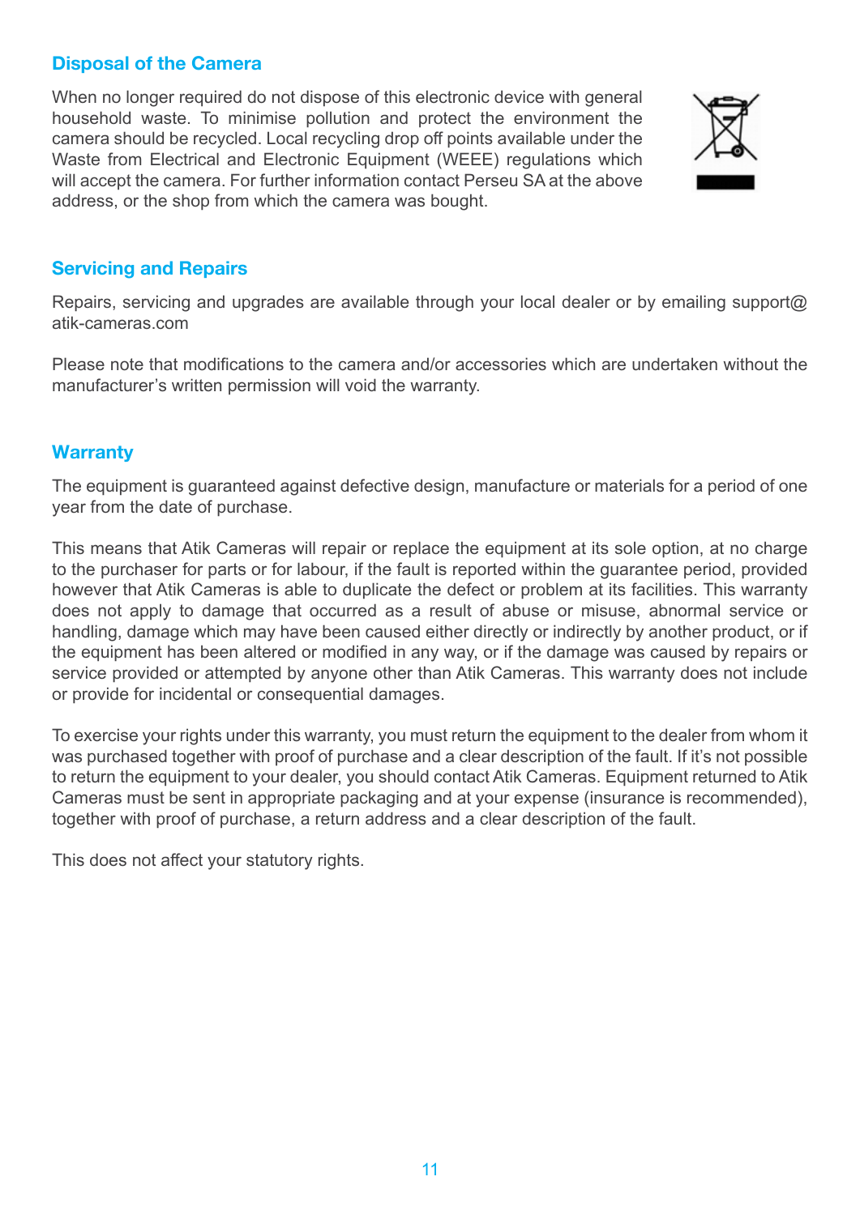## Disposal of the Camera

When no longer required do not dispose of this electronic device with general household waste. To minimise pollution and protect the environment the camera should be recycled. Local recycling drop off points available under the Waste from Electrical and Electronic Equipment (WEEE) regulations which will accept the camera. For further information contact Perseu SA at the above address, or the shop from which the camera was bought.

## Servicing and Repairs

Repairs, servicing and upgrades are available through your local dealer or by emailing support@atik-cameras.com

Please note that modifications to the camera and/or accessories which are undertaken without the manufacturer's written permission will void the warranty.

## Warranty

The equipment is guaranteed against defective design, manufacture or materials for a period of one year from the date of purchase.

This means that Atik Cameras will repair or replace the equipment at its sole option, at no charge to the purchaser for parts or for labour, if the fault is reported within the guarantee period, provided however that Atik Cameras is able to duplicate the defect or problem at its facilities. This warranty does not apply to damage that occurred as a result of abuse or misuse, abnormal service or handling, damage which may have been caused either directly or indirectly by another product, or if the equipment has been altered or modified in any way, or if the damage was caused by repairs or service provided or attempted by anyone other than Atik Cameras. This warranty does not include or provide for incidental or consequential damages.

To exercise your rights under this warranty, you must return the equipment to the dealer from whom it was purchased together with proof of purchase and a clear description of the fault. If it's not possible to return the equipment to your dealer, you should contact Atik Cameras. Equipment returned to Atik Cameras must be sent in appropriate packaging and at your expense (insurance is recommended), together with proof of purchase, a return address and a clear description of the fault.

This does not affect your statutory rights.